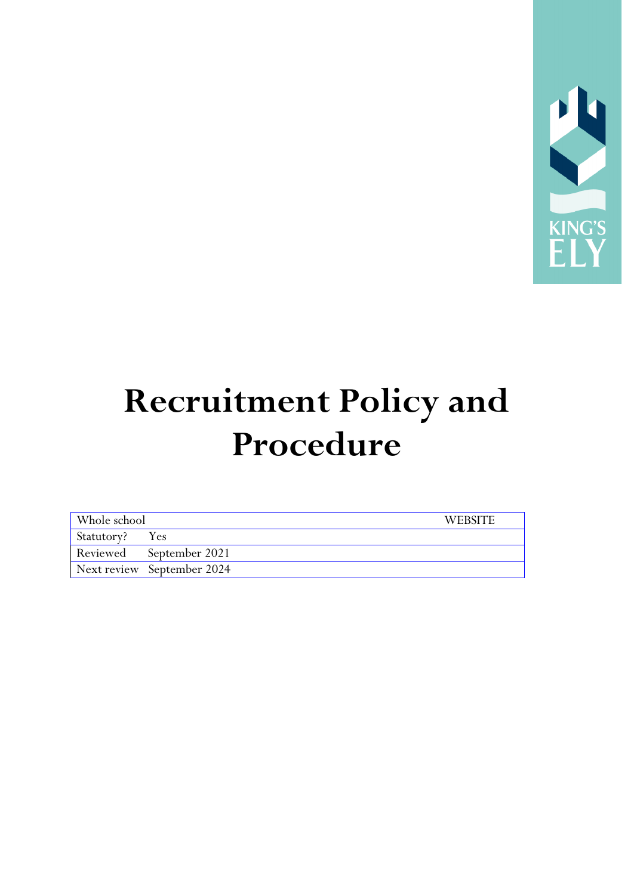KING'S ELY

# Recruitment Policy and Procedure

| Whole school | | WEBSITE |
|---|---|---|
| Statutory? | Yes | |
| Reviewed | September 2021 | |
| Next review | September 2024 | |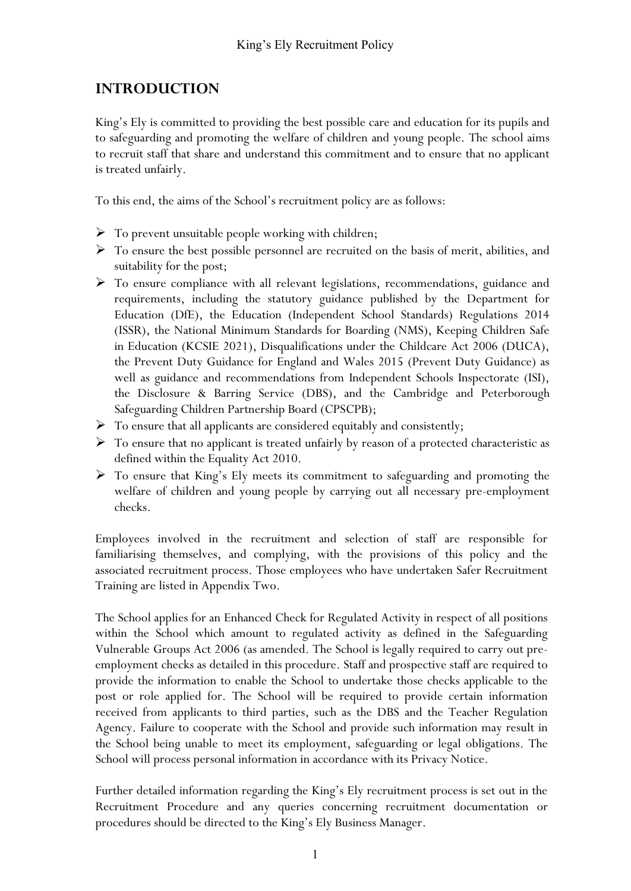## INTRODUCTION

King's Ely is committed to providing the best possible care and education for its pupils and to safeguarding and promoting the welfare of children and young people. The school aims to recruit staff that share and understand this commitment and to ensure that no applicant is treated unfairly.

To this end, the aims of the School's recruitment policy are as follows:

- To prevent unsuitable people working with children;
- To ensure the best possible personnel are recruited on the basis of merit, abilities, and suitability for the post;
- To ensure compliance with all relevant legislations, recommendations, guidance and requirements, including the statutory guidance published by the Department for Education (DfE), the Education (Independent School Standards) Regulations 2014 (ISSR), the National Minimum Standards for Boarding (NMS), Keeping Children Safe in Education (KCSIE 2021), Disqualifications under the Childcare Act 2006 (DUCA), the Prevent Duty Guidance for England and Wales 2015 (Prevent Duty Guidance) as well as guidance and recommendations from Independent Schools Inspectorate (ISI), the Disclosure & Barring Service (DBS), and the Cambridge and Peterborough Safeguarding Children Partnership Board (CPSCPB);
- To ensure that all applicants are considered equitably and consistently;
- To ensure that no applicant is treated unfairly by reason of a protected characteristic as defined within the Equality Act 2010.
- To ensure that King's Ely meets its commitment to safeguarding and promoting the welfare of children and young people by carrying out all necessary pre-employment checks.

Employees involved in the recruitment and selection of staff are responsible for familiarising themselves, and complying, with the provisions of this policy and the associated recruitment process. Those employees who have undertaken Safer Recruitment Training are listed in Appendix Two.

The School applies for an Enhanced Check for Regulated Activity in respect of all positions within the School which amount to regulated activity as defined in the Safeguarding Vulnerable Groups Act 2006 (as amended. The School is legally required to carry out pre-employment checks as detailed in this procedure. Staff and prospective staff are required to provide the information to enable the School to undertake those checks applicable to the post or role applied for. The School will be required to provide certain information received from applicants to third parties, such as the DBS and the Teacher Regulation Agency. Failure to cooperate with the School and provide such information may result in the School being unable to meet its employment, safeguarding or legal obligations. The School will process personal information in accordance with its Privacy Notice.

Further detailed information regarding the King's Ely recruitment process is set out in the Recruitment Procedure and any queries concerning recruitment documentation or procedures should be directed to the King's Ely Business Manager.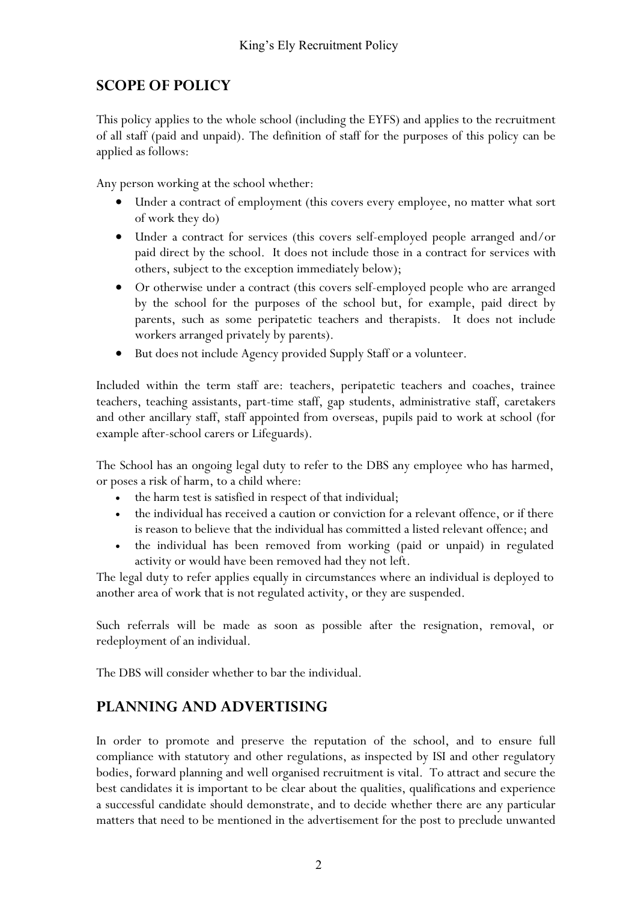## SCOPE OF POLICY

This policy applies to the whole school (including the EYFS) and applies to the recruitment of all staff (paid and unpaid). The definition of staff for the purposes of this policy can be applied as follows:

Any person working at the school whether:

- Under a contract of employment (this covers every employee, no matter what sort of work they do)
- Under a contract for services (this covers self-employed people arranged and/or paid direct by the school. It does not include those in a contract for services with others, subject to the exception immediately below);
- Or otherwise under a contract (this covers self-employed people who are arranged by the school for the purposes of the school but, for example, paid direct by parents, such as some peripatetic teachers and therapists. It does not include workers arranged privately by parents).
- But does not include Agency provided Supply Staff or a volunteer.

Included within the term staff are: teachers, peripatetic teachers and coaches, trainee teachers, teaching assistants, part-time staff, gap students, administrative staff, caretakers and other ancillary staff, staff appointed from overseas, pupils paid to work at school (for example after-school carers or Lifeguards).

The School has an ongoing legal duty to refer to the DBS any employee who has harmed, or poses a risk of harm, to a child where:

- the harm test is satisfied in respect of that individual;
- the individual has received a caution or conviction for a relevant offence, or if there is reason to believe that the individual has committed a listed relevant offence; and
- the individual has been removed from working (paid or unpaid) in regulated activity or would have been removed had they not left.

The legal duty to refer applies equally in circumstances where an individual is deployed to another area of work that is not regulated activity, or they are suspended.

Such referrals will be made as soon as possible after the resignation, removal, or redeployment of an individual.

The DBS will consider whether to bar the individual.

## PLANNING AND ADVERTISING

In order to promote and preserve the reputation of the school, and to ensure full compliance with statutory and other regulations, as inspected by ISI and other regulatory bodies, forward planning and well organised recruitment is vital. To attract and secure the best candidates it is important to be clear about the qualities, qualifications and experience a successful candidate should demonstrate, and to decide whether there are any particular matters that need to be mentioned in the advertisement for the post to preclude unwanted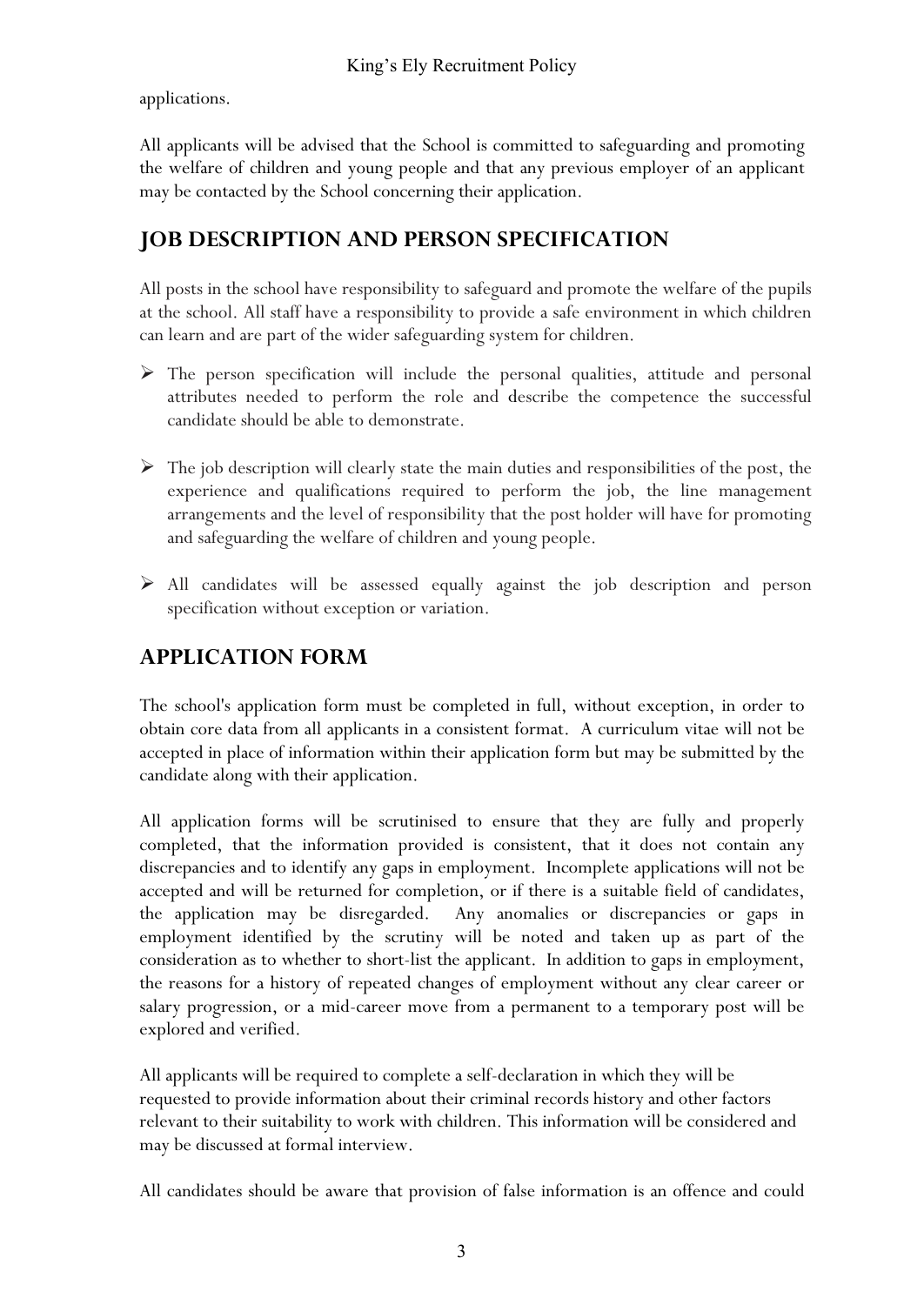applications.

All applicants will be advised that the School is committed to safeguarding and promoting the welfare of children and young people and that any previous employer of an applicant may be contacted by the School concerning their application.

## JOB DESCRIPTION AND PERSON SPECIFICATION

All posts in the school have responsibility to safeguard and promote the welfare of the pupils at the school. All staff have a responsibility to provide a safe environment in which children can learn and are part of the wider safeguarding system for children.

- The person specification will include the personal qualities, attitude and personal attributes needed to perform the role and describe the competence the successful candidate should be able to demonstrate.
- The job description will clearly state the main duties and responsibilities of the post, the experience and qualifications required to perform the job, the line management arrangements and the level of responsibility that the post holder will have for promoting and safeguarding the welfare of children and young people.
- All candidates will be assessed equally against the job description and person specification without exception or variation.

## APPLICATION FORM

The school's application form must be completed in full, without exception, in order to obtain core data from all applicants in a consistent format. A curriculum vitae will not be accepted in place of information within their application form but may be submitted by the candidate along with their application.

All application forms will be scrutinised to ensure that they are fully and properly completed, that the information provided is consistent, that it does not contain any discrepancies and to identify any gaps in employment. Incomplete applications will not be accepted and will be returned for completion, or if there is a suitable field of candidates, the application may be disregarded. Any anomalies or discrepancies or gaps in employment identified by the scrutiny will be noted and taken up as part of the consideration as to whether to short-list the applicant. In addition to gaps in employment, the reasons for a history of repeated changes of employment without any clear career or salary progression, or a mid-career move from a permanent to a temporary post will be explored and verified.

All applicants will be required to complete a self-declaration in which they will be requested to provide information about their criminal records history and other factors relevant to their suitability to work with children. This information will be considered and may be discussed at formal interview.

All candidates should be aware that provision of false information is an offence and could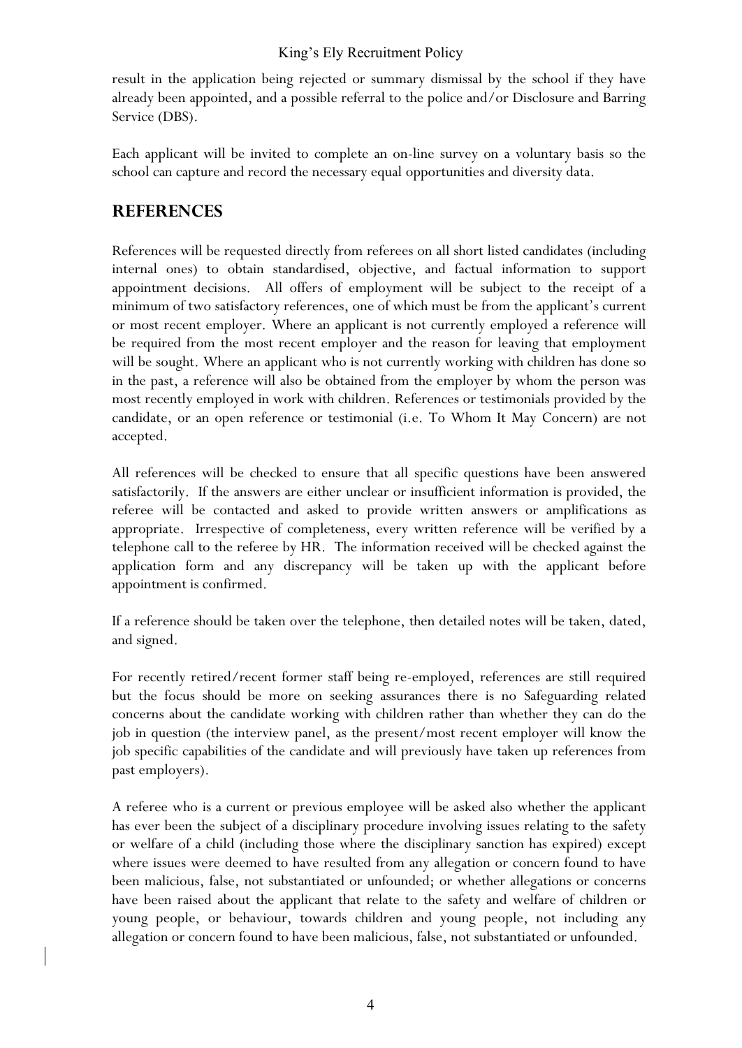result in the application being rejected or summary dismissal by the school if they have already been appointed, and a possible referral to the police and/or Disclosure and Barring Service (DBS).

Each applicant will be invited to complete an on-line survey on a voluntary basis so the school can capture and record the necessary equal opportunities and diversity data.

## REFERENCES

References will be requested directly from referees on all short listed candidates (including internal ones) to obtain standardised, objective, and factual information to support appointment decisions. All offers of employment will be subject to the receipt of a minimum of two satisfactory references, one of which must be from the applicant's current or most recent employer. Where an applicant is not currently employed a reference will be required from the most recent employer and the reason for leaving that employment will be sought. Where an applicant who is not currently working with children has done so in the past, a reference will also be obtained from the employer by whom the person was most recently employed in work with children. References or testimonials provided by the candidate, or an open reference or testimonial (i.e. To Whom It May Concern) are not accepted.

All references will be checked to ensure that all specific questions have been answered satisfactorily. If the answers are either unclear or insufficient information is provided, the referee will be contacted and asked to provide written answers or amplifications as appropriate. Irrespective of completeness, every written reference will be verified by a telephone call to the referee by HR. The information received will be checked against the application form and any discrepancy will be taken up with the applicant before appointment is confirmed.

If a reference should be taken over the telephone, then detailed notes will be taken, dated, and signed.

For recently retired/recent former staff being re-employed, references are still required but the focus should be more on seeking assurances there is no Safeguarding related concerns about the candidate working with children rather than whether they can do the job in question (the interview panel, as the present/most recent employer will know the job specific capabilities of the candidate and will previously have taken up references from past employers).

A referee who is a current or previous employee will be asked also whether the applicant has ever been the subject of a disciplinary procedure involving issues relating to the safety or welfare of a child (including those where the disciplinary sanction has expired) except where issues were deemed to have resulted from any allegation or concern found to have been malicious, false, not substantiated or unfounded; or whether allegations or concerns have been raised about the applicant that relate to the safety and welfare of children or young people, or behaviour, towards children and young people, not including any allegation or concern found to have been malicious, false, not substantiated or unfounded.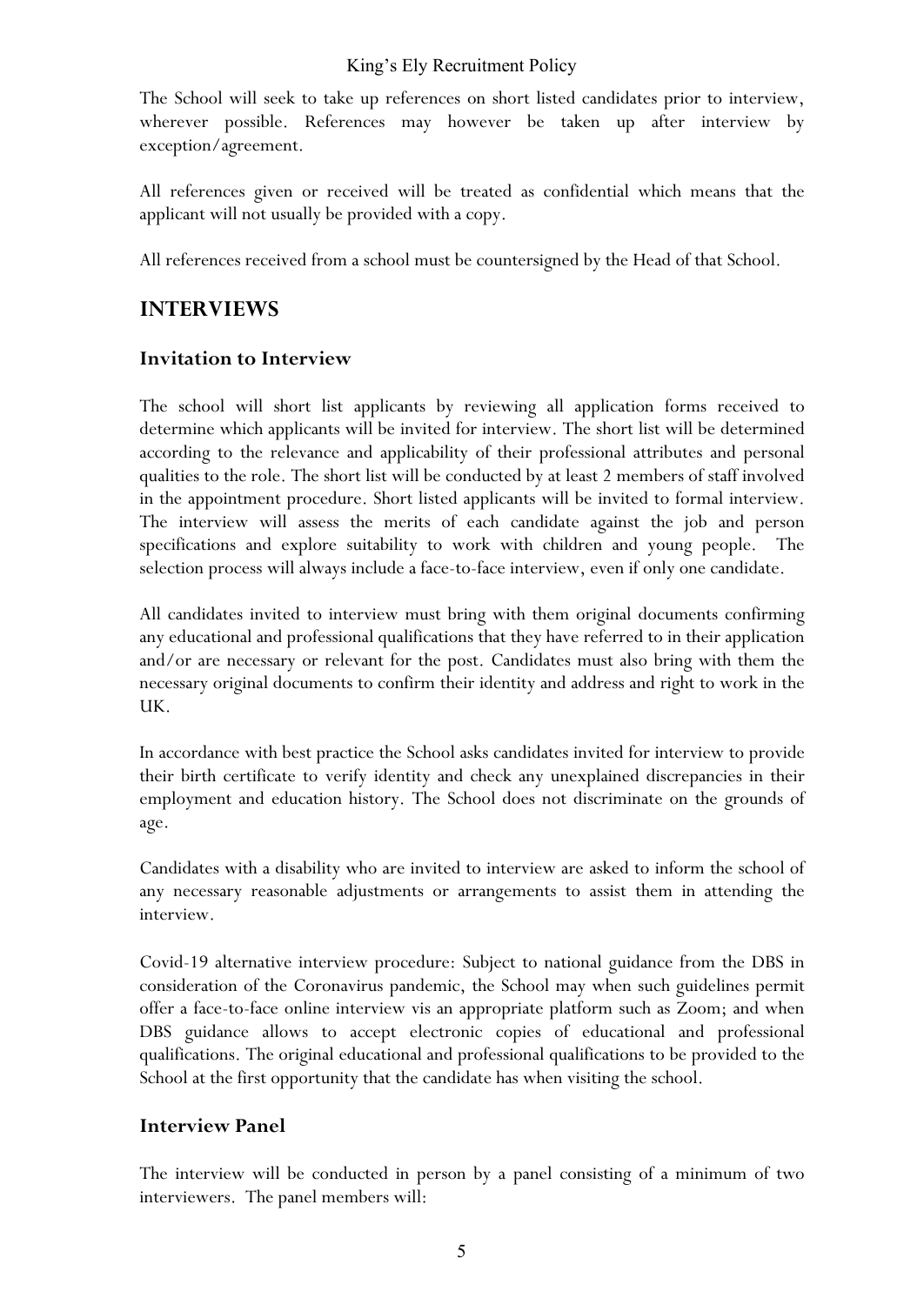The School will seek to take up references on short listed candidates prior to interview, wherever possible. References may however be taken up after interview by exception/agreement.

All references given or received will be treated as confidential which means that the applicant will not usually be provided with a copy.

All references received from a school must be countersigned by the Head of that School.

## INTERVIEWS

### Invitation to Interview

The school will short list applicants by reviewing all application forms received to determine which applicants will be invited for interview. The short list will be determined according to the relevance and applicability of their professional attributes and personal qualities to the role. The short list will be conducted by at least 2 members of staff involved in the appointment procedure. Short listed applicants will be invited to formal interview. The interview will assess the merits of each candidate against the job and person specifications and explore suitability to work with children and young people. The selection process will always include a face-to-face interview, even if only one candidate.

All candidates invited to interview must bring with them original documents confirming any educational and professional qualifications that they have referred to in their application and/or are necessary or relevant for the post. Candidates must also bring with them the necessary original documents to confirm their identity and address and right to work in the UK.

In accordance with best practice the School asks candidates invited for interview to provide their birth certificate to verify identity and check any unexplained discrepancies in their employment and education history. The School does not discriminate on the grounds of age.

Candidates with a disability who are invited to interview are asked to inform the school of any necessary reasonable adjustments or arrangements to assist them in attending the interview.

Covid-19 alternative interview procedure: Subject to national guidance from the DBS in consideration of the Coronavirus pandemic, the School may when such guidelines permit offer a face-to-face online interview vis an appropriate platform such as Zoom; and when DBS guidance allows to accept electronic copies of educational and professional qualifications. The original educational and professional qualifications to be provided to the School at the first opportunity that the candidate has when visiting the school.

### Interview Panel

The interview will be conducted in person by a panel consisting of a minimum of two interviewers. The panel members will: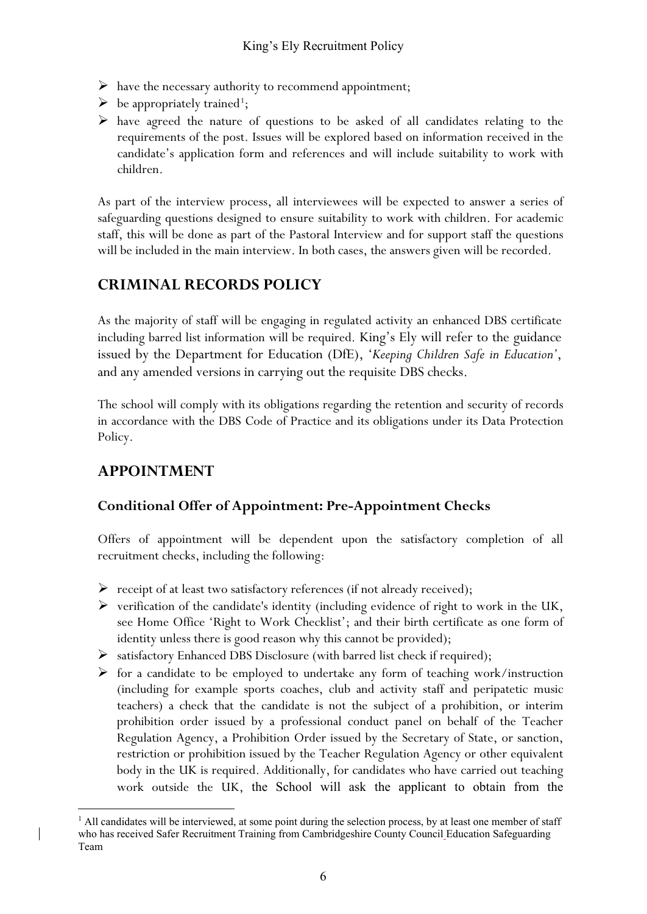- have the necessary authority to recommend appointment;
- be appropriately trained[1];
- have agreed the nature of questions to be asked of all candidates relating to the requirements of the post. Issues will be explored based on information received in the candidate's application form and references and will include suitability to work with children.

As part of the interview process, all interviewees will be expected to answer a series of safeguarding questions designed to ensure suitability to work with children. For academic staff, this will be done as part of the Pastoral Interview and for support staff the questions will be included in the main interview. In both cases, the answers given will be recorded.

## CRIMINAL RECORDS POLICY

As the majority of staff will be engaging in regulated activity an enhanced DBS certificate including barred list information will be required. King's Ely will refer to the guidance issued by the Department for Education (DfE), '*Keeping Children Safe in Education*', and any amended versions in carrying out the requisite DBS checks.

The school will comply with its obligations regarding the retention and security of records in accordance with the DBS Code of Practice and its obligations under its Data Protection Policy.

## APPOINTMENT

### Conditional Offer of Appointment: Pre-Appointment Checks

Offers of appointment will be dependent upon the satisfactory completion of all recruitment checks, including the following:

- receipt of at least two satisfactory references (if not already received);
- verification of the candidate's identity (including evidence of right to work in the UK, see Home Office 'Right to Work Checklist'; and their birth certificate as one form of identity unless there is good reason why this cannot be provided);
- satisfactory Enhanced DBS Disclosure (with barred list check if required);
- for a candidate to be employed to undertake any form of teaching work/instruction (including for example sports coaches, club and activity staff and peripatetic music teachers) a check that the candidate is not the subject of a prohibition, or interim prohibition order issued by a professional conduct panel on behalf of the Teacher Regulation Agency, a Prohibition Order issued by the Secretary of State, or sanction, restriction or prohibition issued by the Teacher Regulation Agency or other equivalent body in the UK is required. Additionally, for candidates who have carried out teaching work outside the UK, the School will ask the applicant to obtain from the

[1] All candidates will be interviewed, at some point during the selection process, by at least one member of staff who has received Safer Recruitment Training from Cambridgeshire County Council Education Safeguarding Team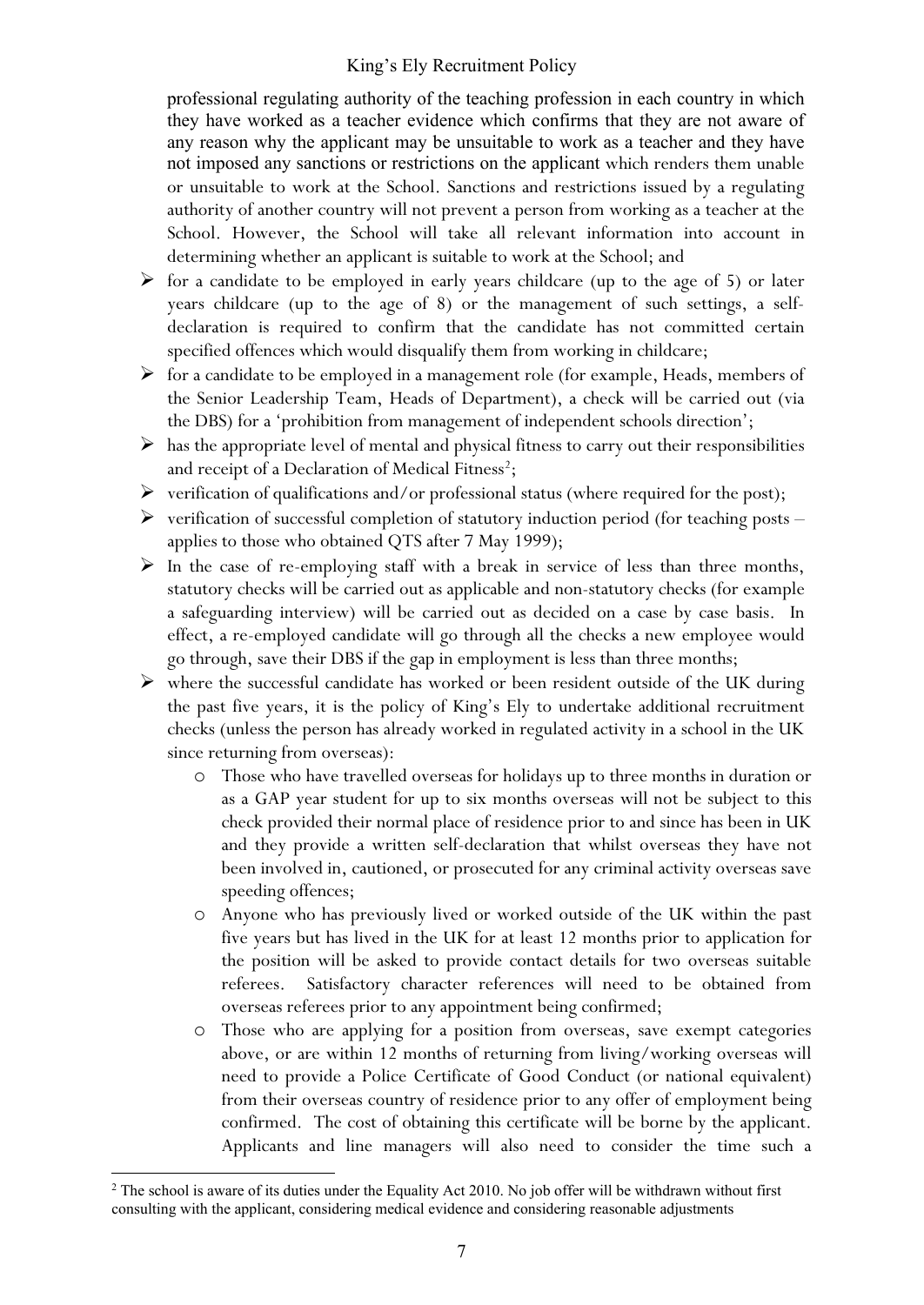professional regulating authority of the teaching profession in each country in which they have worked as a teacher evidence which confirms that they are not aware of any reason why the applicant may be unsuitable to work as a teacher and they have not imposed any sanctions or restrictions on the applicant which renders them unable or unsuitable to work at the School. Sanctions and restrictions issued by a regulating authority of another country will not prevent a person from working as a teacher at the School. However, the School will take all relevant information into account in determining whether an applicant is suitable to work at the School; and

- for a candidate to be employed in early years childcare (up to the age of 5) or later years childcare (up to the age of 8) or the management of such settings, a self-declaration is required to confirm that the candidate has not committed certain specified offences which would disqualify them from working in childcare;
- for a candidate to be employed in a management role (for example, Heads, members of the Senior Leadership Team, Heads of Department), a check will be carried out (via the DBS) for a 'prohibition from management of independent schools direction';
- has the appropriate level of mental and physical fitness to carry out their responsibilities and receipt of a Declaration of Medical Fitness[2];
- verification of qualifications and/or professional status (where required for the post);
- verification of successful completion of statutory induction period (for teaching posts – applies to those who obtained QTS after 7 May 1999);
- In the case of re-employing staff with a break in service of less than three months, statutory checks will be carried out as applicable and non-statutory checks (for example a safeguarding interview) will be carried out as decided on a case by case basis. In effect, a re-employed candidate will go through all the checks a new employee would go through, save their DBS if the gap in employment is less than three months;
- where the successful candidate has worked or been resident outside of the UK during the past five years, it is the policy of King's Ely to undertake additional recruitment checks (unless the person has already worked in regulated activity in a school in the UK since returning from overseas):
  - Those who have travelled overseas for holidays up to three months in duration or as a GAP year student for up to six months overseas will not be subject to this check provided their normal place of residence prior to and since has been in UK and they provide a written self-declaration that whilst overseas they have not been involved in, cautioned, or prosecuted for any criminal activity overseas save speeding offences;
  - Anyone who has previously lived or worked outside of the UK within the past five years but has lived in the UK for at least 12 months prior to application for the position will be asked to provide contact details for two overseas suitable referees. Satisfactory character references will need to be obtained from overseas referees prior to any appointment being confirmed;
  - Those who are applying for a position from overseas, save exempt categories above, or are within 12 months of returning from living/working overseas will need to provide a Police Certificate of Good Conduct (or national equivalent) from their overseas country of residence prior to any offer of employment being confirmed. The cost of obtaining this certificate will be borne by the applicant. Applicants and line managers will also need to consider the time such a

[2] The school is aware of its duties under the Equality Act 2010. No job offer will be withdrawn without first consulting with the applicant, considering medical evidence and considering reasonable adjustments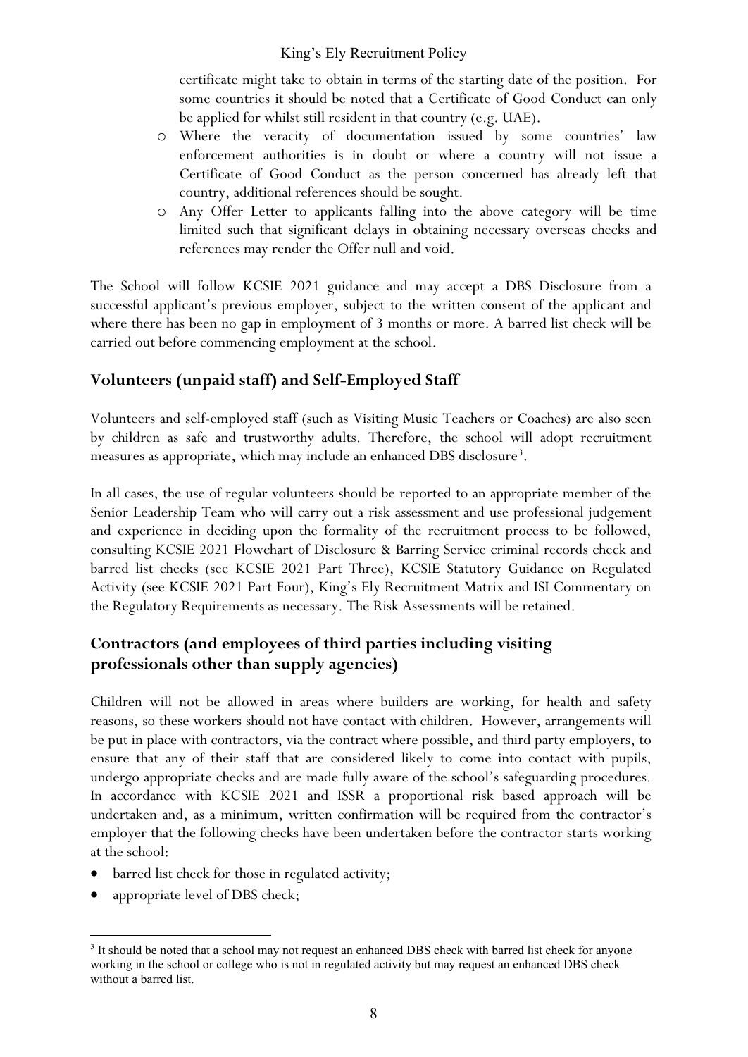certificate might take to obtain in terms of the starting date of the position. For some countries it should be noted that a Certificate of Good Conduct can only be applied for whilst still resident in that country (e.g. UAE).

- Where the veracity of documentation issued by some countries' law enforcement authorities is in doubt or where a country will not issue a Certificate of Good Conduct as the person concerned has already left that country, additional references should be sought.
- Any Offer Letter to applicants falling into the above category will be time limited such that significant delays in obtaining necessary overseas checks and references may render the Offer null and void.

The School will follow KCSIE 2021 guidance and may accept a DBS Disclosure from a successful applicant's previous employer, subject to the written consent of the applicant and where there has been no gap in employment of 3 months or more. A barred list check will be carried out before commencing employment at the school.

## Volunteers (unpaid staff) and Self-Employed Staff

Volunteers and self-employed staff (such as Visiting Music Teachers or Coaches) are also seen by children as safe and trustworthy adults. Therefore, the school will adopt recruitment measures as appropriate, which may include an enhanced DBS disclosure[3].

In all cases, the use of regular volunteers should be reported to an appropriate member of the Senior Leadership Team who will carry out a risk assessment and use professional judgement and experience in deciding upon the formality of the recruitment process to be followed, consulting KCSIE 2021 Flowchart of Disclosure & Barring Service criminal records check and barred list checks (see KCSIE 2021 Part Three), KCSIE Statutory Guidance on Regulated Activity (see KCSIE 2021 Part Four), King's Ely Recruitment Matrix and ISI Commentary on the Regulatory Requirements as necessary. The Risk Assessments will be retained.

## Contractors (and employees of third parties including visiting professionals other than supply agencies)

Children will not be allowed in areas where builders are working, for health and safety reasons, so these workers should not have contact with children. However, arrangements will be put in place with contractors, via the contract where possible, and third party employers, to ensure that any of their staff that are considered likely to come into contact with pupils, undergo appropriate checks and are made fully aware of the school's safeguarding procedures. In accordance with KCSIE 2021 and ISSR a proportional risk based approach will be undertaken and, as a minimum, written confirmation will be required from the contractor's employer that the following checks have been undertaken before the contractor starts working at the school:

- barred list check for those in regulated activity;
- appropriate level of DBS check;

[3] It should be noted that a school may not request an enhanced DBS check with barred list check for anyone working in the school or college who is not in regulated activity but may request an enhanced DBS check without a barred list.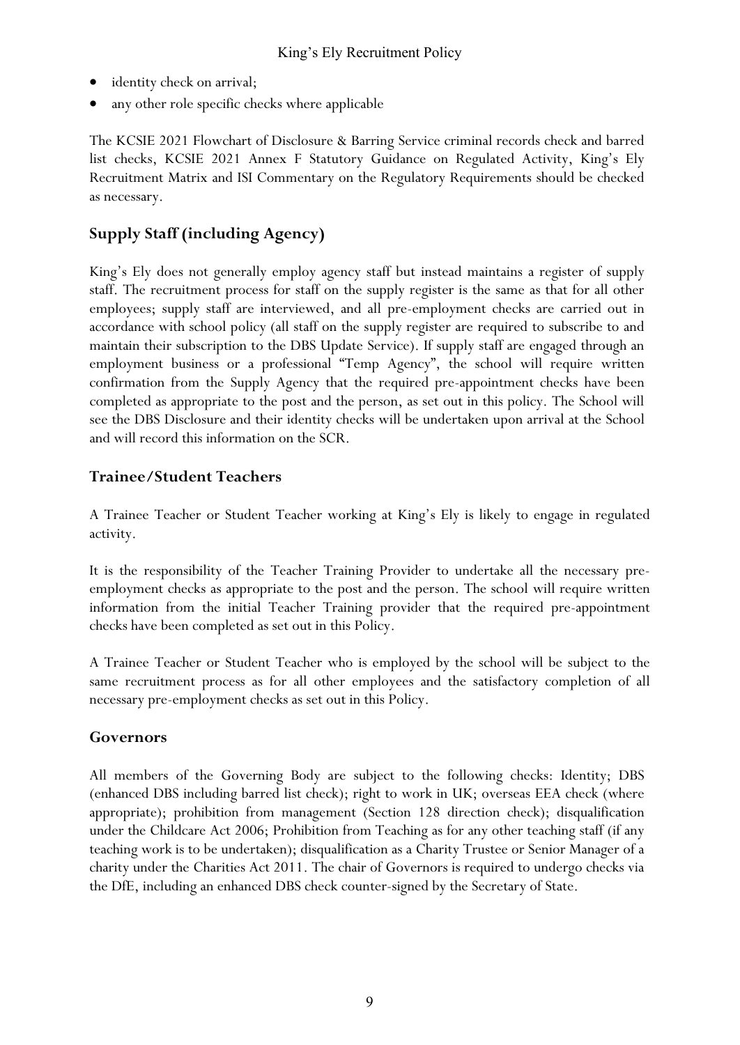- identity check on arrival;
- any other role specific checks where applicable

The KCSIE 2021 Flowchart of Disclosure & Barring Service criminal records check and barred list checks, KCSIE 2021 Annex F Statutory Guidance on Regulated Activity, King's Ely Recruitment Matrix and ISI Commentary on the Regulatory Requirements should be checked as necessary.

## Supply Staff (including Agency)

King's Ely does not generally employ agency staff but instead maintains a register of supply staff. The recruitment process for staff on the supply register is the same as that for all other employees; supply staff are interviewed, and all pre-employment checks are carried out in accordance with school policy (all staff on the supply register are required to subscribe to and maintain their subscription to the DBS Update Service). If supply staff are engaged through an employment business or a professional "Temp Agency", the school will require written confirmation from the Supply Agency that the required pre-appointment checks have been completed as appropriate to the post and the person, as set out in this policy. The School will see the DBS Disclosure and their identity checks will be undertaken upon arrival at the School and will record this information on the SCR.

## Trainee/Student Teachers

A Trainee Teacher or Student Teacher working at King's Ely is likely to engage in regulated activity.

It is the responsibility of the Teacher Training Provider to undertake all the necessary pre-employment checks as appropriate to the post and the person. The school will require written information from the initial Teacher Training provider that the required pre-appointment checks have been completed as set out in this Policy.

A Trainee Teacher or Student Teacher who is employed by the school will be subject to the same recruitment process as for all other employees and the satisfactory completion of all necessary pre-employment checks as set out in this Policy.

## Governors

All members of the Governing Body are subject to the following checks: Identity; DBS (enhanced DBS including barred list check); right to work in UK; overseas EEA check (where appropriate); prohibition from management (Section 128 direction check); disqualification under the Childcare Act 2006; Prohibition from Teaching as for any other teaching staff (if any teaching work is to be undertaken); disqualification as a Charity Trustee or Senior Manager of a charity under the Charities Act 2011. The chair of Governors is required to undergo checks via the DfE, including an enhanced DBS check counter-signed by the Secretary of State.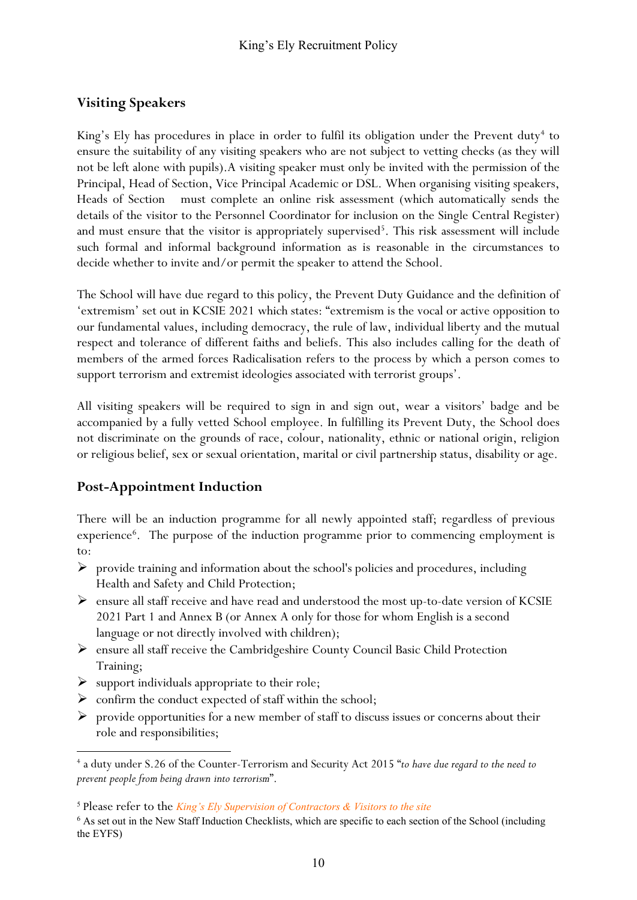## Visiting Speakers

King's Ely has procedures in place in order to fulfil its obligation under the Prevent duty[4] to ensure the suitability of any visiting speakers who are not subject to vetting checks (as they will not be left alone with pupils).A visiting speaker must only be invited with the permission of the Principal, Head of Section, Vice Principal Academic or DSL. When organising visiting speakers, Heads of Section must complete an online risk assessment (which automatically sends the details of the visitor to the Personnel Coordinator for inclusion on the Single Central Register) and must ensure that the visitor is appropriately supervised[5]. This risk assessment will include such formal and informal background information as is reasonable in the circumstances to decide whether to invite and/or permit the speaker to attend the School.

The School will have due regard to this policy, the Prevent Duty Guidance and the definition of 'extremism' set out in KCSIE 2021 which states: "extremism is the vocal or active opposition to our fundamental values, including democracy, the rule of law, individual liberty and the mutual respect and tolerance of different faiths and beliefs. This also includes calling for the death of members of the armed forces Radicalisation refers to the process by which a person comes to support terrorism and extremist ideologies associated with terrorist groups'.

All visiting speakers will be required to sign in and sign out, wear a visitors' badge and be accompanied by a fully vetted School employee. In fulfilling its Prevent Duty, the School does not discriminate on the grounds of race, colour, nationality, ethnic or national origin, religion or religious belief, sex or sexual orientation, marital or civil partnership status, disability or age.

## Post-Appointment Induction

There will be an induction programme for all newly appointed staff; regardless of previous experience[6]. The purpose of the induction programme prior to commencing employment is to:

- provide training and information about the school's policies and procedures, including Health and Safety and Child Protection;
- ensure all staff receive and have read and understood the most up-to-date version of KCSIE 2021 Part 1 and Annex B (or Annex A only for those for whom English is a second language or not directly involved with children);
- ensure all staff receive the Cambridgeshire County Council Basic Child Protection Training;
- support individuals appropriate to their role;
- confirm the conduct expected of staff within the school;
- provide opportunities for a new member of staff to discuss issues or concerns about their role and responsibilities;

---

[4] a duty under S.26 of the Counter-Terrorism and Security Act 2015 "*to have due regard to the need to prevent people from being drawn into terrorism*".

[5] Please refer to the *King's Ely Supervision of Contractors & Visitors to the site*

[6] As set out in the New Staff Induction Checklists, which are specific to each section of the School (including the EYFS)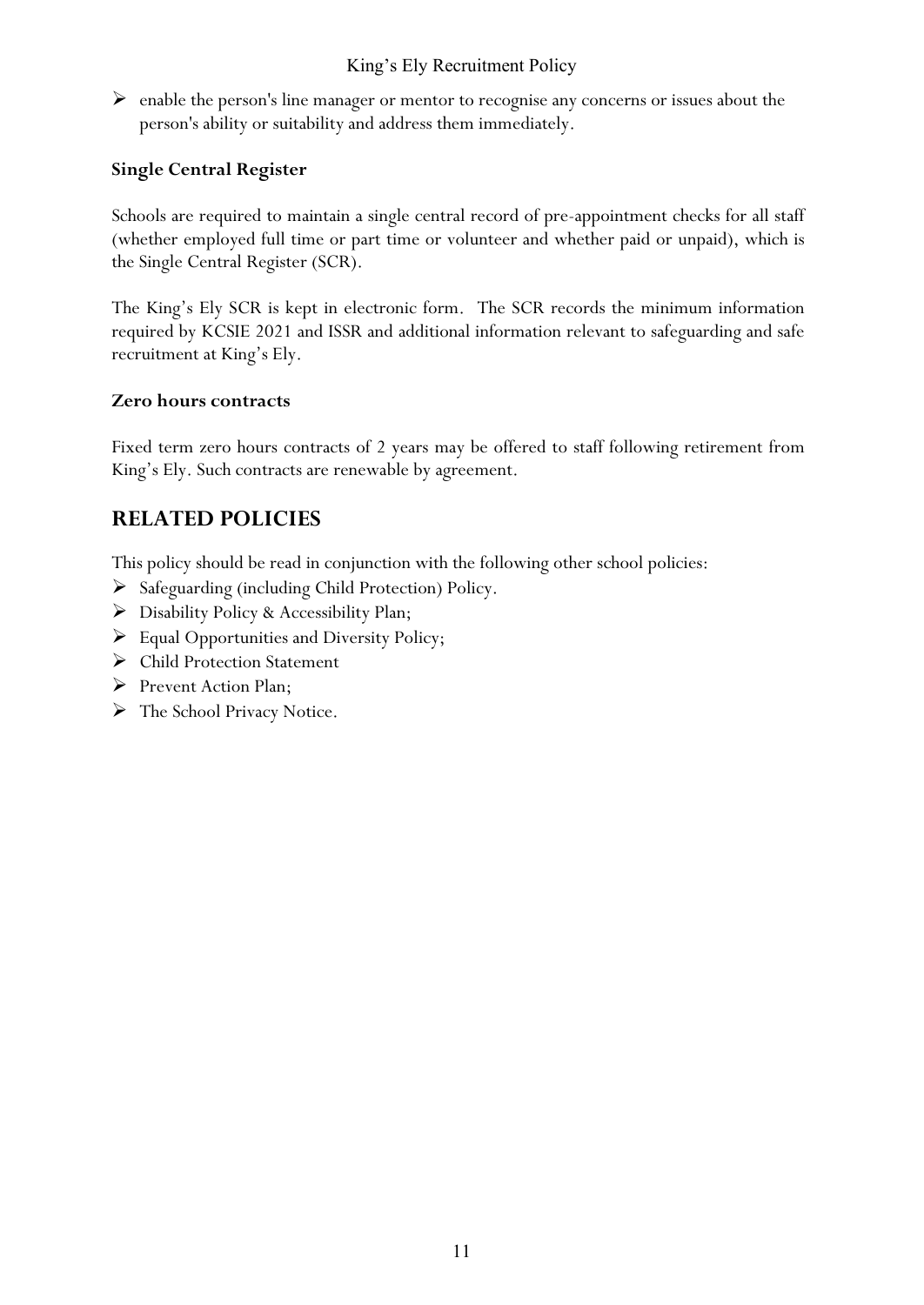- enable the person's line manager or mentor to recognise any concerns or issues about the person's ability or suitability and address them immediately.

### Single Central Register

Schools are required to maintain a single central record of pre-appointment checks for all staff (whether employed full time or part time or volunteer and whether paid or unpaid), which is the Single Central Register (SCR).

The King's Ely SCR is kept in electronic form. The SCR records the minimum information required by KCSIE 2021 and ISSR and additional information relevant to safeguarding and safe recruitment at King's Ely.

### Zero hours contracts

Fixed term zero hours contracts of 2 years may be offered to staff following retirement from King's Ely. Such contracts are renewable by agreement.

## RELATED POLICIES

This policy should be read in conjunction with the following other school policies:

- Safeguarding (including Child Protection) Policy.
- Disability Policy & Accessibility Plan;
- Equal Opportunities and Diversity Policy;
- Child Protection Statement
- Prevent Action Plan;
- The School Privacy Notice.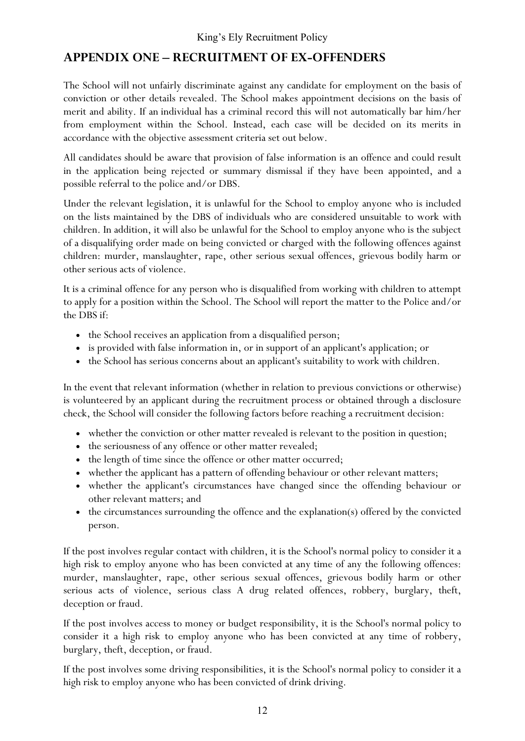## APPENDIX ONE – RECRUITMENT OF EX-OFFENDERS

The School will not unfairly discriminate against any candidate for employment on the basis of conviction or other details revealed. The School makes appointment decisions on the basis of merit and ability. If an individual has a criminal record this will not automatically bar him/her from employment within the School. Instead, each case will be decided on its merits in accordance with the objective assessment criteria set out below.

All candidates should be aware that provision of false information is an offence and could result in the application being rejected or summary dismissal if they have been appointed, and a possible referral to the police and/or DBS.

Under the relevant legislation, it is unlawful for the School to employ anyone who is included on the lists maintained by the DBS of individuals who are considered unsuitable to work with children. In addition, it will also be unlawful for the School to employ anyone who is the subject of a disqualifying order made on being convicted or charged with the following offences against children: murder, manslaughter, rape, other serious sexual offences, grievous bodily harm or other serious acts of violence.

It is a criminal offence for any person who is disqualified from working with children to attempt to apply for a position within the School. The School will report the matter to the Police and/or the DBS if:

- the School receives an application from a disqualified person;
- is provided with false information in, or in support of an applicant's application; or
- the School has serious concerns about an applicant's suitability to work with children.

In the event that relevant information (whether in relation to previous convictions or otherwise) is volunteered by an applicant during the recruitment process or obtained through a disclosure check, the School will consider the following factors before reaching a recruitment decision:

- whether the conviction or other matter revealed is relevant to the position in question;
- the seriousness of any offence or other matter revealed;
- the length of time since the offence or other matter occurred;
- whether the applicant has a pattern of offending behaviour or other relevant matters;
- whether the applicant's circumstances have changed since the offending behaviour or other relevant matters; and
- the circumstances surrounding the offence and the explanation(s) offered by the convicted person.

If the post involves regular contact with children, it is the School's normal policy to consider it a high risk to employ anyone who has been convicted at any time of any the following offences: murder, manslaughter, rape, other serious sexual offences, grievous bodily harm or other serious acts of violence, serious class A drug related offences, robbery, burglary, theft, deception or fraud.

If the post involves access to money or budget responsibility, it is the School's normal policy to consider it a high risk to employ anyone who has been convicted at any time of robbery, burglary, theft, deception, or fraud.

If the post involves some driving responsibilities, it is the School's normal policy to consider it a high risk to employ anyone who has been convicted of drink driving.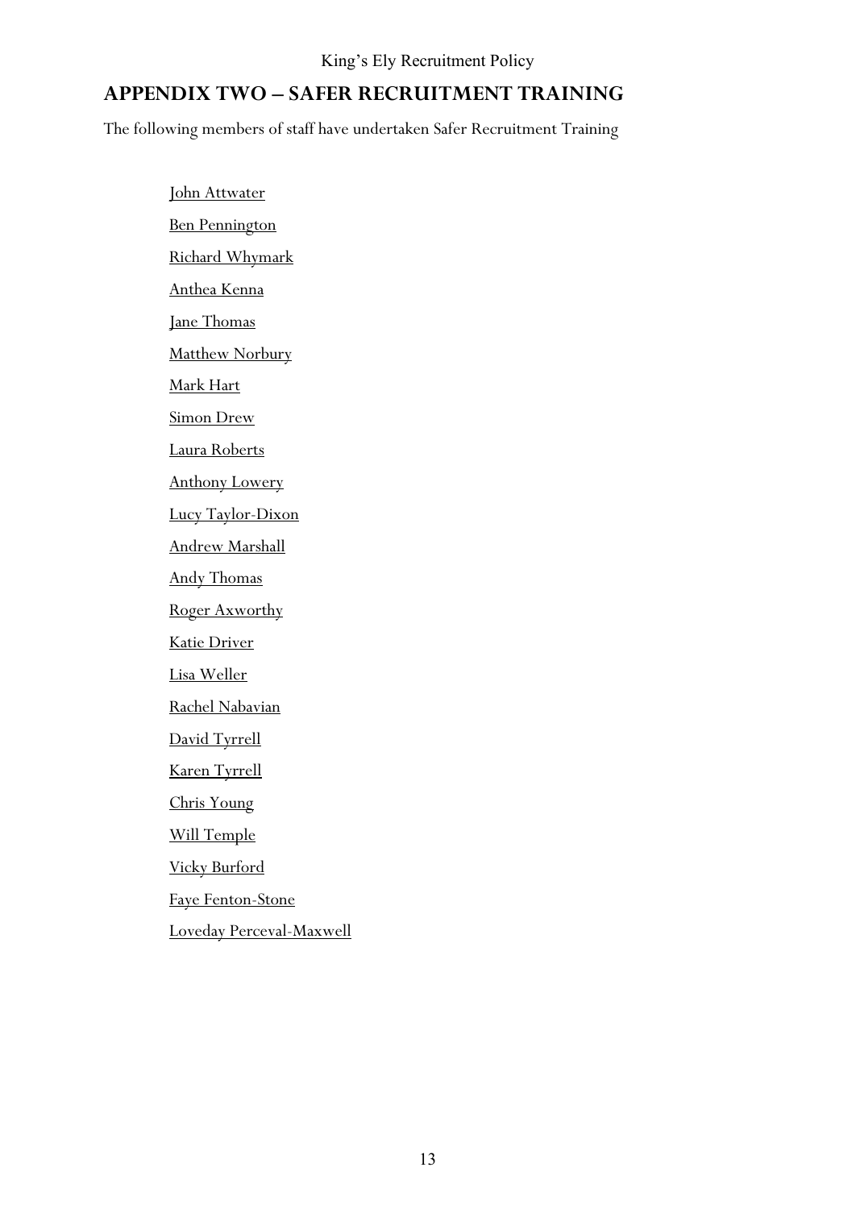## APPENDIX TWO – SAFER RECRUITMENT TRAINING

The following members of staff have undertaken Safer Recruitment Training

- John Attwater
- Ben Pennington
- Richard Whymark
- Anthea Kenna
- Jane Thomas
- Matthew Norbury
- Mark Hart
- Simon Drew
- Laura Roberts
- Anthony Lowery
- Lucy Taylor-Dixon
- Andrew Marshall
- Andy Thomas
- Roger Axworthy
- Katie Driver
- Lisa Weller
- Rachel Nabavian
- David Tyrrell
- Karen Tyrrell
- Chris Young
- Will Temple
- Vicky Burford
- Faye Fenton-Stone
- Loveday Perceval-Maxwell